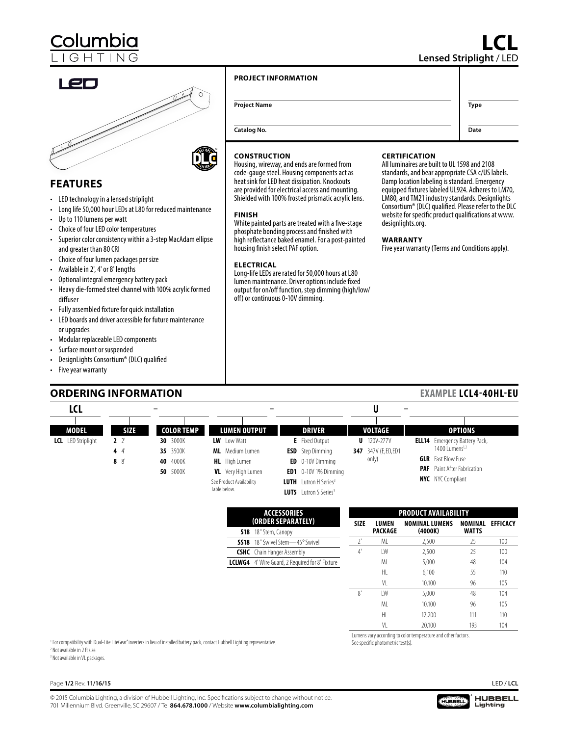# Columbia LIGHTING

# LCL
**Lensed Striplight** / LED

LED

## FEATURES

- LED technology in a lensed striplight
- Long life 50,000 hour LEDs at L80 for reduced maintenance
- Up to 110 lumens per watt
- Choice of four LED color temperatures
- Superior color consistency within a 3-step MacAdam ellipse and greater than 80 CRI
- Choice of four lumen packages per size
- Available in 2', 4' or 8' lengths
- Optional integral emergency battery pack
- Heavy die-formed steel channel with 100% acrylic formed diffuser
- Fully assembled fixture for quick installation
- LED boards and driver accessible for future maintenance or upgrades
- Modular replaceable LED components
- Surface mount or suspended
- DesignLights Consortium® (DLC) qualified
- Five year warranty

**PROJECT INFORMATION**

**Project Name** ____________________ **Type** ________

**Catalog No.** ____________________ **Date** ________

### CONSTRUCTION

Housing, wireway, and ends are formed from code-gauge steel. Housing components act as heat sink for LED heat dissipation. Knockouts are provided for electrical access and mounting. Shielded with 100% frosted prismatic acrylic lens.

### FINISH

White painted parts are treated with a five-stage phosphate bonding process and finished with high reflectance baked enamel. For a post-painted housing finish select PAF option.

### ELECTRICAL

Long-life LEDs are rated for 50,000 hours at L80 lumen maintenance. Driver options include fixed output for on/off function, step dimming (high/low/off) or continuous 0-10V dimming.

### CERTIFICATION

All luminaires are built to UL 1598 and 2108 standards, and bear appropriate CSA c/US labels. Damp location labeling is standard. Emergency equipped fixtures labeled UL924. Adheres to LM70, LM80, and TM21 industry standards. Designlights Consortium® (DLC) qualified. Please refer to the DLC website for specific product qualifications at www.designlights.org.

### WARRANTY

Five year warranty (Terms and Conditions apply).

## ORDERING INFORMATION

**EXAMPLE LCL4-40HL-EU**

LCL ___ – ___ ___ – ___ U – ___

| MODEL | SIZE | COLOR TEMP | LUMEN OUTPUT | DRIVER | VOLTAGE | OPTIONS |
|---|---|---|---|---|---|---|
| **LCL** LED Striplight | **2** 2' | **30** 3000K | **LW** Low Watt | **E** Fixed Output | **U** 120V-277V | **ELL14** Emergency Battery Pack, 1400 Lumens[1,2] |
| | **4** 4' | **35** 3500K | **ML** Medium Lumen | **ESD** Step Dimming | **347** 347V (E,ED,ED1 only) | **GLR** Fast Blow Fuse |
| | **8** 8' | **40** 4000K | **HL** High Lumen | **ED** 0-10V Dimming | | **PAF** Paint After Fabrication |
| | | **50** 5000K | **VL** Very High Lumen | **ED1** 0-10V 1% Dimming | | **NYC** NYC Compliant |
| | | | See Product Availability Table below. | **LUTH** Lutron H Series[3] | | |
| | | | | **LUT5** Lutron 5 Series[3] | | |

| ACCESSORIES (ORDER SEPARATELY) | |
|---|---|
| **S18** | 18" Stem, Canopy |
| **SS18** | 18" Swivel Stem—45° Swivel |
| **CSHC** | Chain Hanger Assembly |
| **LCLWG4** | 4' Wire Guard, 2 Required for 8' Fixture |

| PRODUCT AVAILABILITY | | | | |
|---|---|---|---|---|
| **SIZE** | **LUMEN PACKAGE** | **NOMINAL LUMENS (4000K)** | **NOMINAL WATTS** | **EFFICACY** |
| 2' | ML | 2,500 | 25 | 100 |
| 4' | LW | 2,500 | 25 | 100 |
| | ML | 5,000 | 48 | 104 |
| | HL | 6,100 | 55 | 110 |
| | VL | 10,100 | 96 | 105 |
| 8' | LW | 5,000 | 48 | 104 |
| | ML | 10,100 | 96 | 105 |
| | HL | 12,200 | 111 | 110 |
| | VL | 20,100 | 193 | 104 |

Lumens vary according to color temperature and other factors. See specific photometric test(s).

[1] For compatibility with Dual-Lite LiteGear® inverters in lieu of installed battery pack, contact Hubbell Lighting representative.
[2] Not available in 2 ft size.
[3] Not available in VL packages.

Rev. **11/16/15**

© 2015 Columbia Lighting, a division of Hubbell Lighting, Inc. Specifications subject to change without notice.
701 Millennium Blvd. Greenville, SC 29607 / Tel **864.678.1000** / Website **www.columbialighting.com**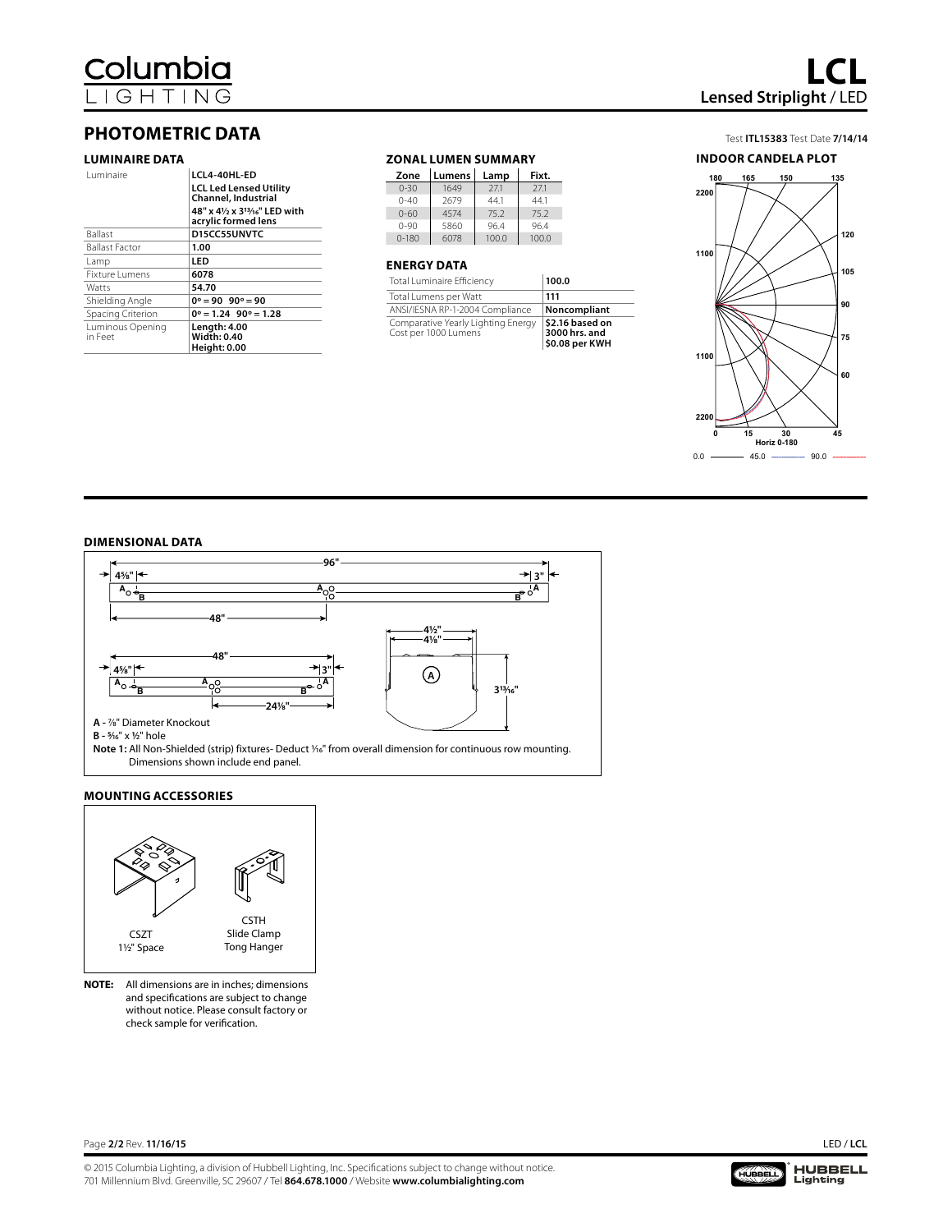# PHOTOMETRIC DATA

Test **ITL15383** Test Date **7/14/14**

### LUMINAIRE DATA

| | |
|---|---|
| Luminaire | **LCL4-40HL-ED**<br>**LCL Led Lensed Utility Channel, Industrial**<br>**48" x 4½ x 3¹³⁄₁₆" LED with acrylic formed lens** |
| Ballast | **D15CC55UNVTC** |
| Ballast Factor | **1.00** |
| Lamp | **LED** |
| Fixture Lumens | **6078** |
| Watts | **54.70** |
| Shielding Angle | **0° = 90  90° = 90** |
| Spacing Criterion | **0° = 1.24  90° = 1.28** |
| Luminous Opening in Feet | **Length: 4.00**<br>**Width: 0.40**<br>**Height: 0.00** |

### ZONAL LUMEN SUMMARY

| Zone | Lumens | Lamp | Fixt. |
|---|---|---|---|
| 0-30 | 1649 | 27.1 | 27.1 |
| 0-40 | 2679 | 44.1 | 44.1 |
| 0-60 | 4574 | 75.2 | 75.2 |
| 0-90 | 5860 | 96.4 | 96.4 |
| 0-180 | 6078 | 100.0 | 100.0 |

### ENERGY DATA

| | |
|---|---|
| Total Luminaire Efficiency | **100.0** |
| Total Lumens per Watt | **111** |
| ANSI/IESNA RP-1-2004 Compliance | **Noncompliant** |
| Comparative Yearly Lighting Energy Cost per 1000 Lumens | **$2.16 based on 3000 hrs. and $0.08 per KWH** |

### INDOOR CANDELA PLOT

180 165 150 135
2200
120
1100
105
90
75
1100
60
2200
0 15 30 45
Horiz 0-180
0.0 45.0 90.0

### DIMENSIONAL DATA

96"
4⅝"
3"
48"
48"
4⅝"
3"
24⅛"
4½"
4⅛"
3¹³⁄₁₆"

**A** - ⅞" Diameter Knockout
**B** - ⁵⁄₁₆" x ½" hole
**Note 1:** All Non-Shielded (strip) fixtures- Deduct ¹⁄₁₆" from overall dimension for continuous row mounting. Dimensions shown include end panel.

### MOUNTING ACCESSORIES

CSZT
1½" Space

CSTH
Slide Clamp
Tong Hanger

**NOTE:** All dimensions are in inches; dimensions and specifications are subject to change without notice. Please consult factory or check sample for verification.

© 2015 Columbia Lighting, a division of Hubbell Lighting, Inc. Specifications subject to change without notice.
701 Millennium Blvd. Greenville, SC 29607 / Tel **864.678.1000** / Website **www.columbialighting.com**